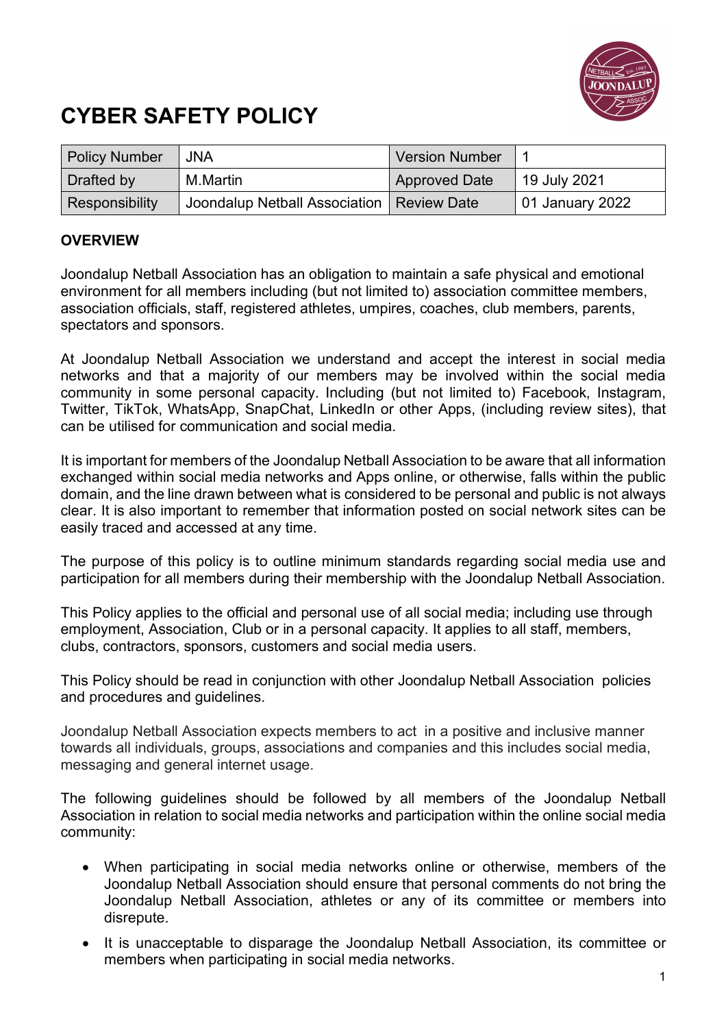# CYBER SAFETY POLICY

| Policy Number | JNA | Version Number | 1 |
|---|---|---|---|
| Drafted by | M.Martin | Approved Date | 19 July 2021 |
| Responsibility | Joondalup Netball Association | Review Date | 01 January 2022 |

## OVERVIEW

Joondalup Netball Association has an obligation to maintain a safe physical and emotional environment for all members including (but not limited to) association committee members, association officials, staff, registered athletes, umpires, coaches, club members, parents, spectators and sponsors.

At Joondalup Netball Association we understand and accept the interest in social media networks and that a majority of our members may be involved within the social media community in some personal capacity. Including (but not limited to) Facebook, Instagram, Twitter, TikTok, WhatsApp, SnapChat, LinkedIn or other Apps, (including review sites), that can be utilised for communication and social media.

It is important for members of the Joondalup Netball Association to be aware that all information exchanged within social media networks and Apps online, or otherwise, falls within the public domain, and the line drawn between what is considered to be personal and public is not always clear. It is also important to remember that information posted on social network sites can be easily traced and accessed at any time.

The purpose of this policy is to outline minimum standards regarding social media use and participation for all members during their membership with the Joondalup Netball Association.

This Policy applies to the official and personal use of all social media; including use through employment, Association, Club or in a personal capacity. It applies to all staff, members, clubs, contractors, sponsors, customers and social media users.

This Policy should be read in conjunction with other Joondalup Netball Association policies and procedures and guidelines.

Joondalup Netball Association expects members to act in a positive and inclusive manner towards all individuals, groups, associations and companies and this includes social media, messaging and general internet usage.

The following guidelines should be followed by all members of the Joondalup Netball Association in relation to social media networks and participation within the online social media community:

- When participating in social media networks online or otherwise, members of the Joondalup Netball Association should ensure that personal comments do not bring the Joondalup Netball Association, athletes or any of its committee or members into disrepute.
- It is unacceptable to disparage the Joondalup Netball Association, its committee or members when participating in social media networks.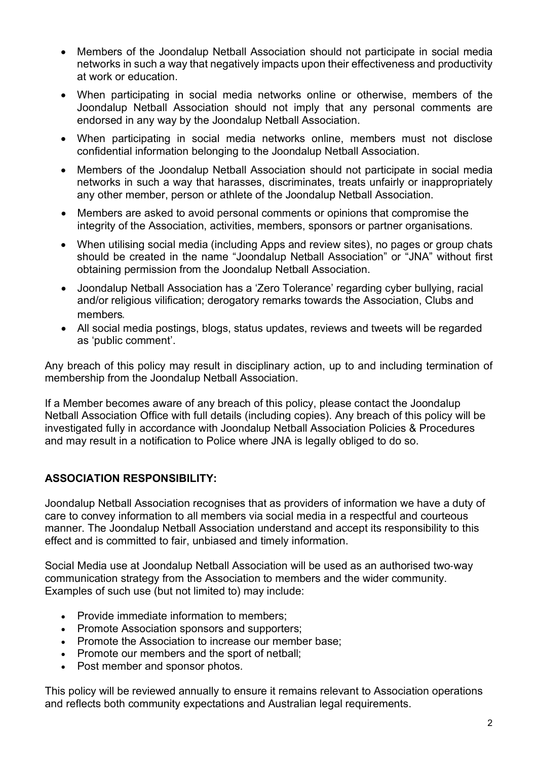- Members of the Joondalup Netball Association should not participate in social media networks in such a way that negatively impacts upon their effectiveness and productivity at work or education.
- When participating in social media networks online or otherwise, members of the Joondalup Netball Association should not imply that any personal comments are endorsed in any way by the Joondalup Netball Association.
- When participating in social media networks online, members must not disclose confidential information belonging to the Joondalup Netball Association.
- Members of the Joondalup Netball Association should not participate in social media networks in such a way that harasses, discriminates, treats unfairly or inappropriately any other member, person or athlete of the Joondalup Netball Association.
- Members are asked to avoid personal comments or opinions that compromise the integrity of the Association, activities, members, sponsors or partner organisations.
- When utilising social media (including Apps and review sites), no pages or group chats should be created in the name "Joondalup Netball Association" or "JNA" without first obtaining permission from the Joondalup Netball Association.
- Joondalup Netball Association has a 'Zero Tolerance' regarding cyber bullying, racial and/or religious vilification; derogatory remarks towards the Association, Clubs and members.
- All social media postings, blogs, status updates, reviews and tweets will be regarded as 'public comment'.

Any breach of this policy may result in disciplinary action, up to and including termination of membership from the Joondalup Netball Association.

If a Member becomes aware of any breach of this policy, please contact the Joondalup Netball Association Office with full details (including copies). Any breach of this policy will be investigated fully in accordance with Joondalup Netball Association Policies & Procedures and may result in a notification to Police where JNA is legally obliged to do so.

## ASSOCIATION RESPONSIBILITY:

Joondalup Netball Association recognises that as providers of information we have a duty of care to convey information to all members via social media in a respectful and courteous manner. The Joondalup Netball Association understand and accept its responsibility to this effect and is committed to fair, unbiased and timely information.

Social Media use at Joondalup Netball Association will be used as an authorised two-way communication strategy from the Association to members and the wider community. Examples of such use (but not limited to) may include:

- Provide immediate information to members;
- Promote Association sponsors and supporters;
- Promote the Association to increase our member base;
- Promote our members and the sport of netball;
- Post member and sponsor photos.

This policy will be reviewed annually to ensure it remains relevant to Association operations and reflects both community expectations and Australian legal requirements.